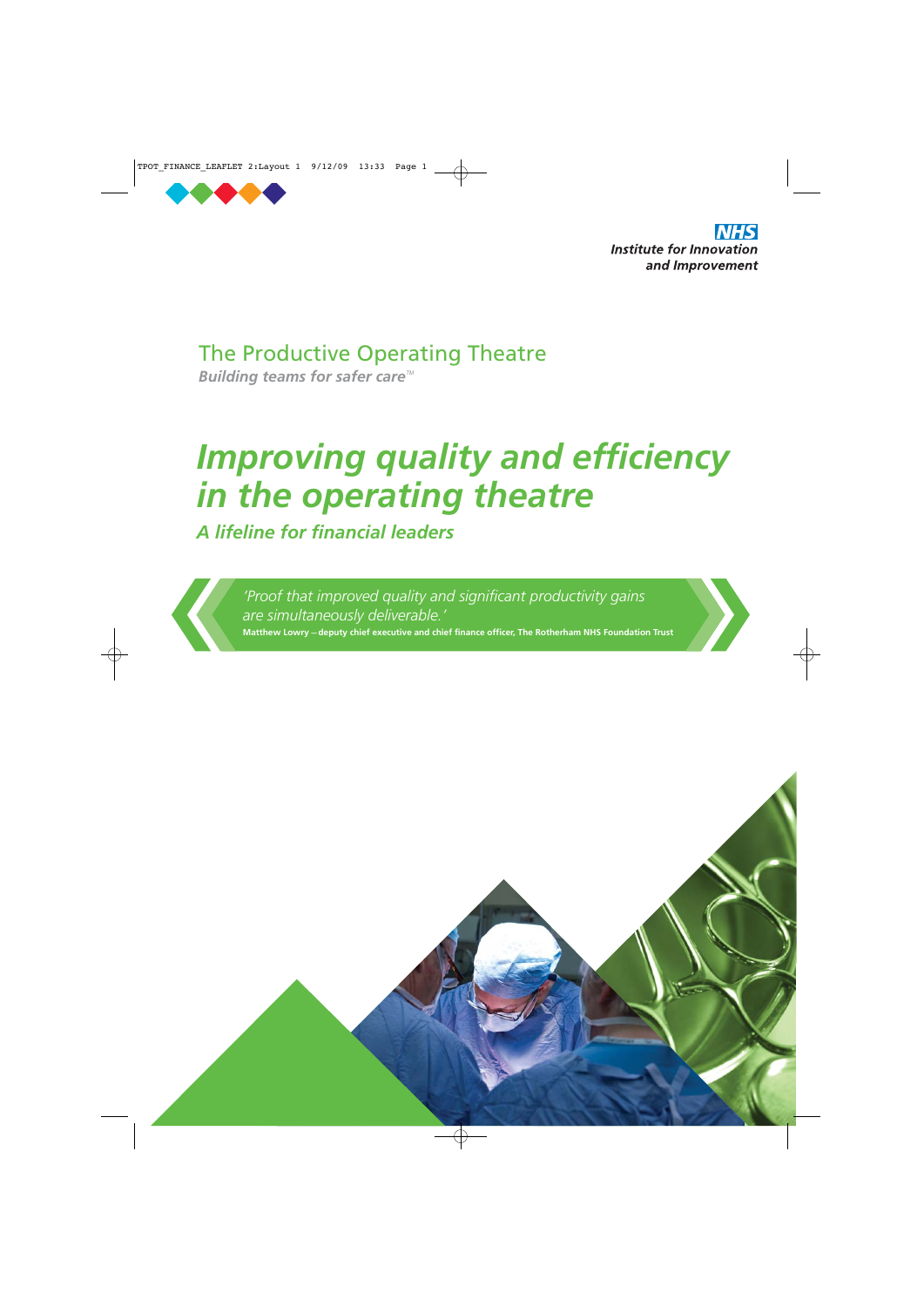NHS Institute for Innovation and Improvement

The Productive Operating Theatre

*Building teams for safer care™*

# *Improving quality and efficiency in the operating theatre*

## *A lifeline for financial leaders*

> *'Proof that improved quality and significant productivity gains are simultaneously deliverable.'*
>
> **Matthew Lowry – deputy chief executive and chief finance officer, The Rotherham NHS Foundation Trust**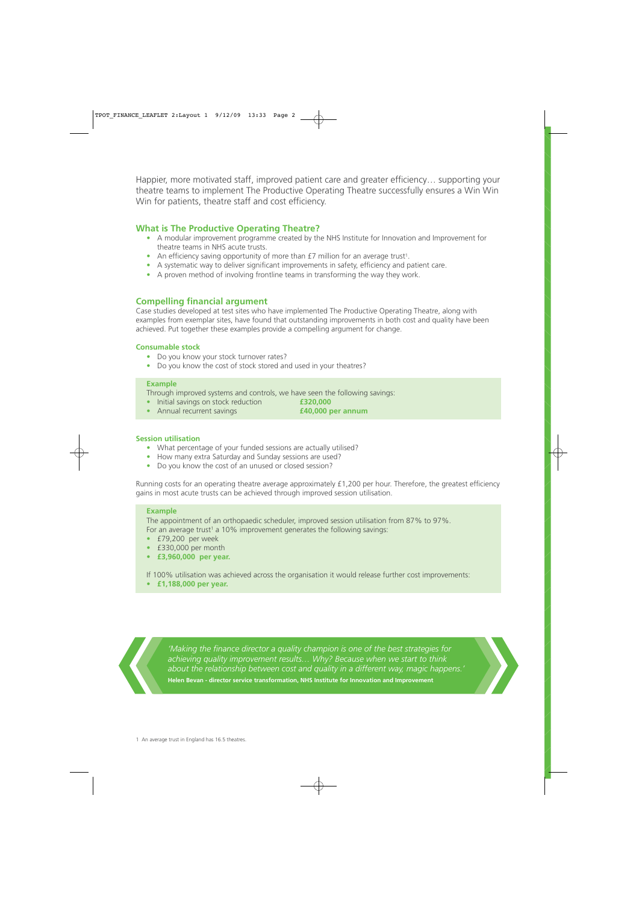Happier, more motivated staff, improved patient care and greater efficiency… supporting your theatre teams to implement The Productive Operating Theatre successfully ensures a Win Win Win for patients, theatre staff and cost efficiency.

## What is The Productive Operating Theatre?

- A modular improvement programme created by the NHS Institute for Innovation and Improvement for theatre teams in NHS acute trusts.
- An efficiency saving opportunity of more than £7 million for an average trust[1].
- A systematic way to deliver significant improvements in safety, efficiency and patient care.
- A proven method of involving frontline teams in transforming the way they work.

## Compelling financial argument

Case studies developed at test sites who have implemented The Productive Operating Theatre, along with examples from exemplar sites, have found that outstanding improvements in both cost and quality have been achieved. Put together these examples provide a compelling argument for change.

### Consumable stock

- Do you know your stock turnover rates?
- Do you know the cost of stock stored and used in your theatres?

**Example**

Through improved systems and controls, we have seen the following savings:

- Initial savings on stock reduction **£320,000**
- Annual recurrent savings **£40,000 per annum**

### Session utilisation

- What percentage of your funded sessions are actually utilised?
- How many extra Saturday and Sunday sessions are used?
- Do you know the cost of an unused or closed session?

Running costs for an operating theatre average approximately £1,200 per hour. Therefore, the greatest efficiency gains in most acute trusts can be achieved through improved session utilisation.

**Example**

The appointment of an orthopaedic scheduler, improved session utilisation from 87% to 97%. For an average trust[1] a 10% improvement generates the following savings:

- £79,200 per week
- £330,000 per month
- **£3,960,000 per year.**

If 100% utilisation was achieved across the organisation it would release further cost improvements:

- **£1,188,000 per year.**

*'Making the finance director a quality champion is one of the best strategies for achieving quality improvement results… Why? Because when we start to think about the relationship between cost and quality in a different way, magic happens.'*

**Helen Bevan - director service transformation, NHS Institute for Innovation and Improvement**

1 An average trust in England has 16.5 theatres.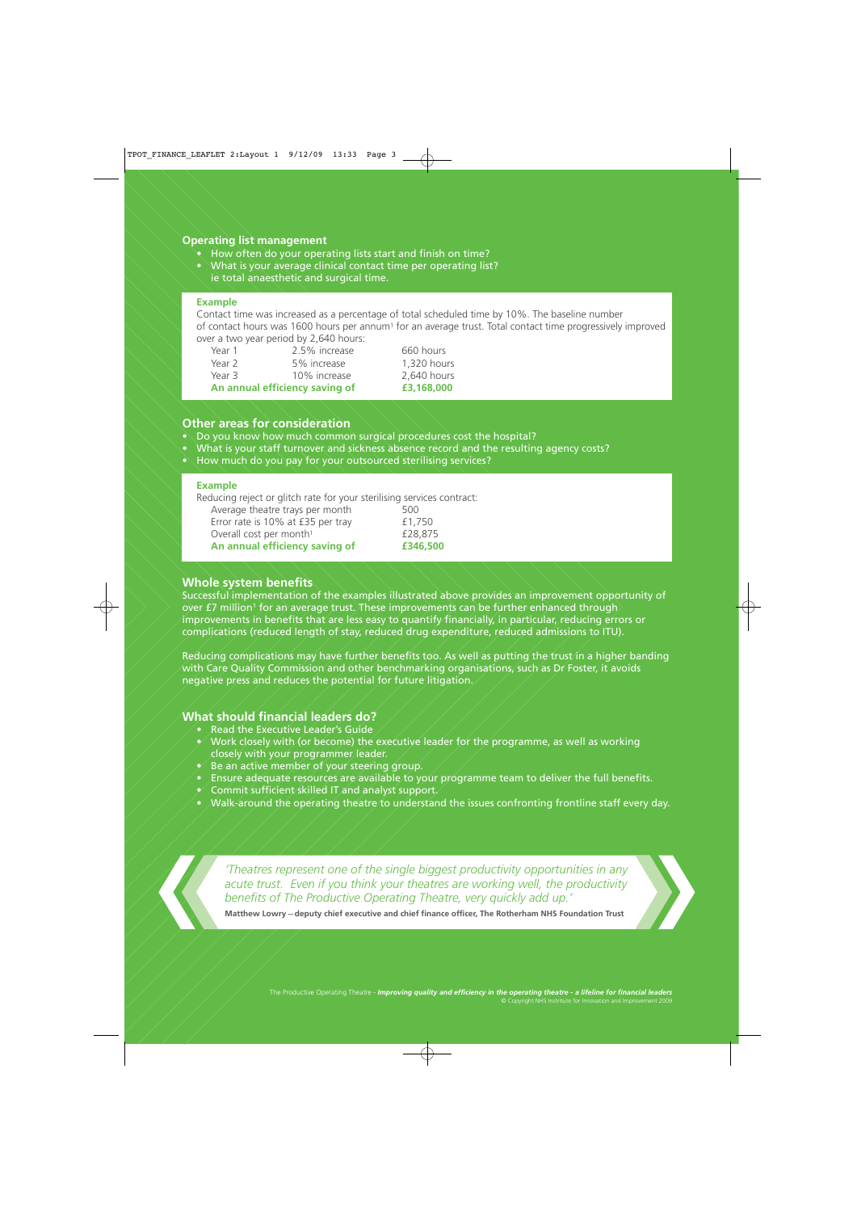### Operating list management

- How often do your operating lists start and finish on time?
- What is your average clinical contact time per operating list? ie total anaesthetic and surgical time.

#### Example

Contact time was increased as a percentage of total scheduled time by 10%. The baseline number of contact hours was 1600 hours per annum[1] for an average trust. Total contact time progressively improved over a two year period by 2,640 hours:

| | | |
|---|---|---|
| Year 1 | 2.5% increase | 660 hours |
| Year 2 | 5% increase | 1,320 hours |
| Year 3 | 10% increase | 2,640 hours |
| **An annual efficiency saving of** | | **£3,168,000** |

## Other areas for consideration

- Do you know how much common surgical procedures cost the hospital?
- What is your staff turnover and sickness absence record and the resulting agency costs?
- How much do you pay for your outsourced sterilising services?

#### Example

Reducing reject or glitch rate for your sterilising services contract:

| | |
|---|---|
| Average theatre trays per month | 500 |
| Error rate is 10% at £35 per tray | £1,750 |
| Overall cost per month[1] | £28,875 |
| **An annual efficiency saving of** | **£346,500** |

## Whole system benefits

Successful implementation of the examples illustrated above provides an improvement opportunity of over £7 million[1] for an average trust. These improvements can be further enhanced through improvements in benefits that are less easy to quantify financially, in particular, reducing errors or complications (reduced length of stay, reduced drug expenditure, reduced admissions to ITU).

Reducing complications may have further benefits too. As well as putting the trust in a higher banding with Care Quality Commission and other benchmarking organisations, such as Dr Foster, it avoids negative press and reduces the potential for future litigation.

## What should financial leaders do?

- Read the Executive Leader's Guide
- Work closely with (or become) the executive leader for the programme, as well as working closely with your programmer leader.
- Be an active member of your steering group.
- Ensure adequate resources are available to your programme team to deliver the full benefits.
- Commit sufficient skilled IT and analyst support.
- Walk-around the operating theatre to understand the issues confronting frontline staff every day.

> *'Theatres represent one of the single biggest productivity opportunities in any acute trust. Even if you think your theatres are working well, the productivity benefits of The Productive Operating Theatre, very quickly add up.'*
>
> **Matthew Lowry – deputy chief executive and chief finance officer, The Rotherham NHS Foundation Trust**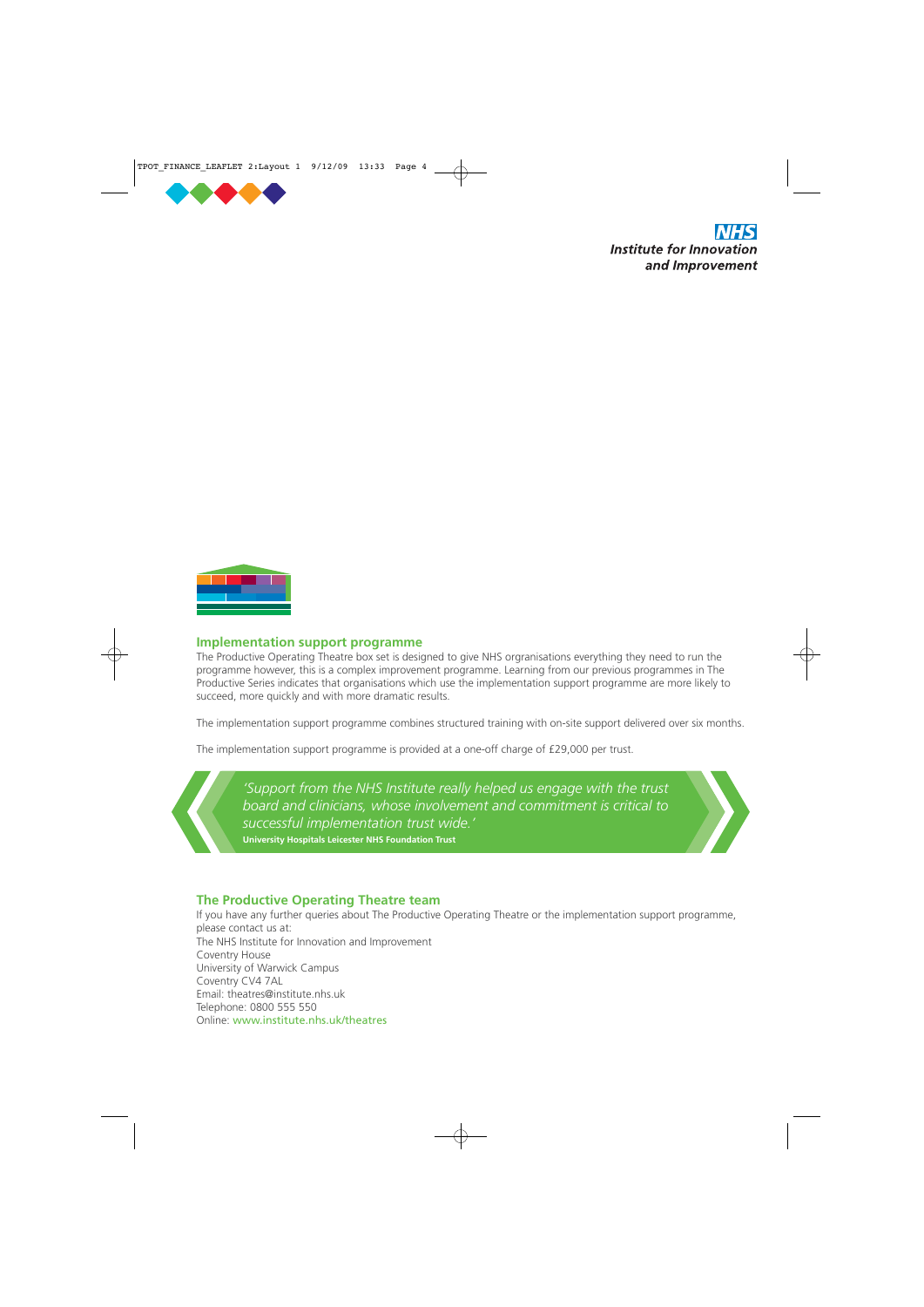**NHS**
***Institute for Innovation and Improvement***

## Implementation support programme

The Productive Operating Theatre box set is designed to give NHS orgranisations everything they need to run the programme however, this is a complex improvement programme. Learning from our previous programmes in The Productive Series indicates that organisations which use the implementation support programme are more likely to succeed, more quickly and with more dramatic results.

The implementation support programme combines structured training with on-site support delivered over six months.

The implementation support programme is provided at a one-off charge of £29,000 per trust.

> *'Support from the NHS Institute really helped us engage with the trust board and clinicians, whose involvement and commitment is critical to successful implementation trust wide.'*
> **University Hospitals Leicester NHS Foundation Trust**

## The Productive Operating Theatre team

If you have any further queries about The Productive Operating Theatre or the implementation support programme, please contact us at:
The NHS Institute for Innovation and Improvement
Coventry House
University of Warwick Campus
Coventry CV4 7AL
Email: theatres@institute.nhs.uk
Telephone: 0800 555 550
Online: www.institute.nhs.uk/theatres